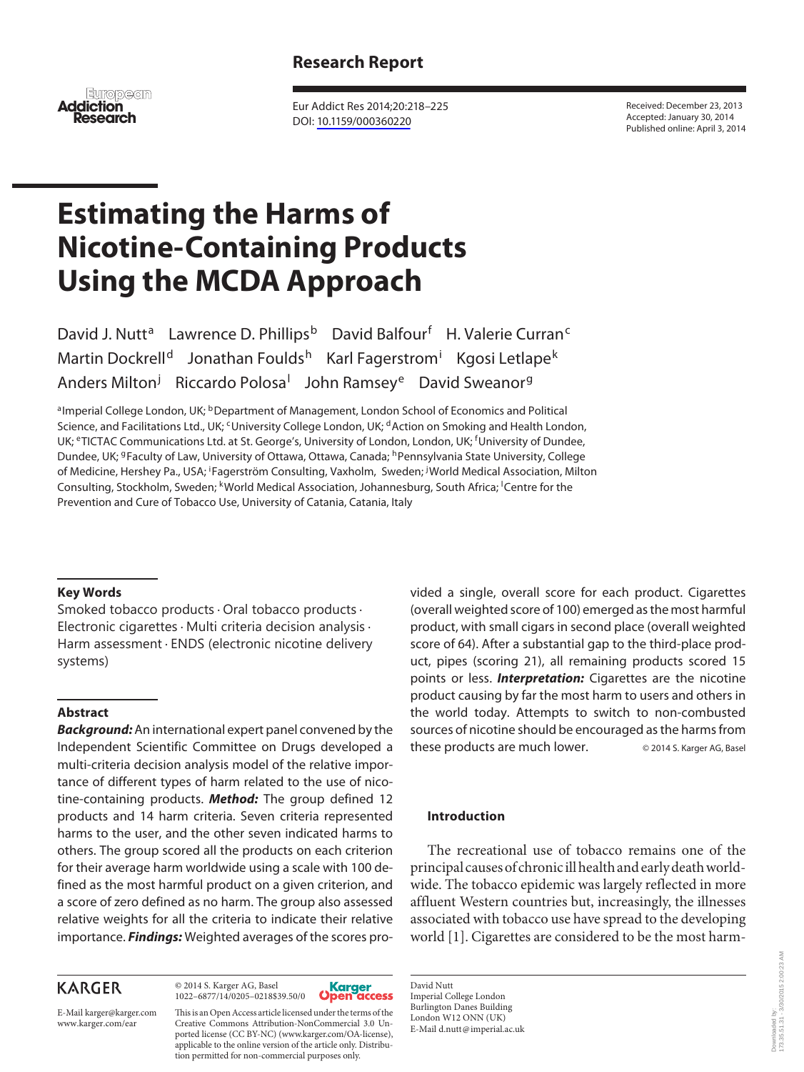Research Report

Received: December 23, 2013
Accepted: January 30, 2014
Published online: April 3, 2014

Eur Addict Res 2014;20:218–225
DOI: 10.1159/000360220

# Estimating the Harms of Nicotine-Containing Products Using the MCDA Approach

David J. Nutt[a] Lawrence D. Phillips[b] David Balfour[f] H. Valerie Curran[c] Martin Dockrell[d] Jonathan Foulds[h] Karl Fagerstrom[i] Kgosi Letlape[k] Anders Milton[j] Riccardo Polosa[l] John Ramsey[e] David Sweanor[g]

[a]Imperial College London, UK; [b]Department of Management, London School of Economics and Political Science, and Facilitations Ltd., UK; [c]University College London, UK; [d]Action on Smoking and Health London, UK; [e]TICTAC Communications Ltd. at St. George's, University of London, London, UK; [f]University of Dundee, Dundee, UK; [g]Faculty of Law, University of Ottawa, Ottawa, Canada; [h]Pennsylvania State University, College of Medicine, Hershey Pa., USA; [i]Fagerström Consulting, Vaxholm, Sweden; [j]World Medical Association, Milton Consulting, Stockholm, Sweden; [k]World Medical Association, Johannesburg, South Africa; [l]Centre for the Prevention and Cure of Tobacco Use, University of Catania, Catania, Italy

## Key Words

Smoked tobacco products · Oral tobacco products · Electronic cigarettes · Multi criteria decision analysis · Harm assessment · ENDS (electronic nicotine delivery systems)

## Abstract

***Background:*** An international expert panel convened by the Independent Scientific Committee on Drugs developed a multi-criteria decision analysis model of the relative importance of different types of harm related to the use of nicotine-containing products. ***Method:*** The group defined 12 products and 14 harm criteria. Seven criteria represented harms to the user, and the other seven indicated harms to others. The group scored all the products on each criterion for their average harm worldwide using a scale with 100 defined as the most harmful product on a given criterion, and a score of zero defined as no harm. The group also assessed relative weights for all the criteria to indicate their relative importance. ***Findings:*** Weighted averages of the scores provided a single, overall score for each product. Cigarettes (overall weighted score of 100) emerged as the most harmful product, with small cigars in second place (overall weighted score of 64). After a substantial gap to the third-place product, pipes (scoring 21), all remaining products scored 15 points or less. ***Interpretation:*** Cigarettes are the nicotine product causing by far the most harm to users and others in the world today. Attempts to switch to non-combusted sources of nicotine should be encouraged as the harms from these products are much lower. © 2014 S. Karger AG, Basel

## Introduction

The recreational use of tobacco remains one of the principal causes of chronic ill health and early death worldwide. The tobacco epidemic was largely reflected in more affluent Western countries but, increasingly, the illnesses associated with tobacco use have spread to the developing world [1]. Cigarettes are considered to be the most harm-

© 2014 S. Karger AG, Basel
1022–6877/14/0205–0218$39.50/0

E-Mail karger@karger.com
www.karger.com/ear

This is an Open Access article licensed under the terms of the Creative Commons Attribution-NonCommercial 3.0 Unported license (CC BY-NC) (www.karger.com/OA-license), applicable to the online version of the article only. Distribution permitted for non-commercial purposes only.

David Nutt
Imperial College London
Burlington Danes Building
London W12 ONN (UK)
E-Mail d.nutt@imperial.ac.uk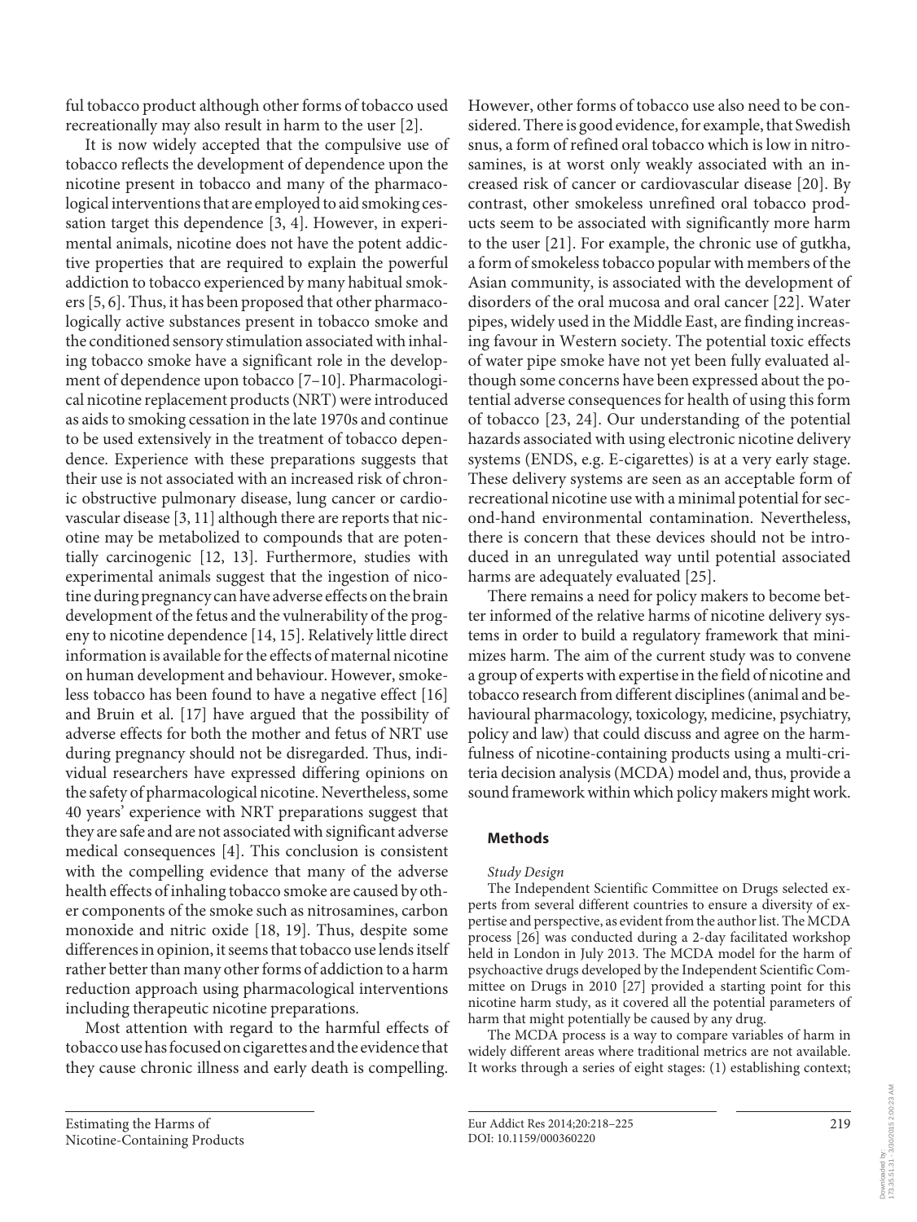ful tobacco product although other forms of tobacco used recreationally may also result in harm to the user [2].

It is now widely accepted that the compulsive use of tobacco reflects the development of dependence upon the nicotine present in tobacco and many of the pharmacological interventions that are employed to aid smoking cessation target this dependence [3, 4]. However, in experimental animals, nicotine does not have the potent addictive properties that are required to explain the powerful addiction to tobacco experienced by many habitual smokers [5, 6]. Thus, it has been proposed that other pharmacologically active substances present in tobacco smoke and the conditioned sensory stimulation associated with inhaling tobacco smoke have a significant role in the development of dependence upon tobacco [7–10]. Pharmacological nicotine replacement products (NRT) were introduced as aids to smoking cessation in the late 1970s and continue to be used extensively in the treatment of tobacco dependence. Experience with these preparations suggests that their use is not associated with an increased risk of chronic obstructive pulmonary disease, lung cancer or cardiovascular disease [3, 11] although there are reports that nicotine may be metabolized to compounds that are potentially carcinogenic [12, 13]. Furthermore, studies with experimental animals suggest that the ingestion of nicotine during pregnancy can have adverse effects on the brain development of the fetus and the vulnerability of the progeny to nicotine dependence [14, 15]. Relatively little direct information is available for the effects of maternal nicotine on human development and behaviour. However, smokeless tobacco has been found to have a negative effect [16] and Bruin et al. [17] have argued that the possibility of adverse effects for both the mother and fetus of NRT use during pregnancy should not be disregarded. Thus, individual researchers have expressed differing opinions on the safety of pharmacological nicotine. Nevertheless, some 40 years' experience with NRT preparations suggest that they are safe and are not associated with significant adverse medical consequences [4]. This conclusion is consistent with the compelling evidence that many of the adverse health effects of inhaling tobacco smoke are caused by other components of the smoke such as nitrosamines, carbon monoxide and nitric oxide [18, 19]. Thus, despite some differences in opinion, it seems that tobacco use lends itself rather better than many other forms of addiction to a harm reduction approach using pharmacological interventions including therapeutic nicotine preparations.

Most attention with regard to the harmful effects of tobacco use has focused on cigarettes and the evidence that they cause chronic illness and early death is compelling. However, other forms of tobacco use also need to be considered. There is good evidence, for example, that Swedish snus, a form of refined oral tobacco which is low in nitrosamines, is at worst only weakly associated with an increased risk of cancer or cardiovascular disease [20]. By contrast, other smokeless unrefined oral tobacco products seem to be associated with significantly more harm to the user [21]. For example, the chronic use of gutkha, a form of smokeless tobacco popular with members of the Asian community, is associated with the development of disorders of the oral mucosa and oral cancer [22]. Water pipes, widely used in the Middle East, are finding increasing favour in Western society. The potential toxic effects of water pipe smoke have not yet been fully evaluated although some concerns have been expressed about the potential adverse consequences for health of using this form of tobacco [23, 24]. Our understanding of the potential hazards associated with using electronic nicotine delivery systems (ENDS, e.g. E-cigarettes) is at a very early stage. These delivery systems are seen as an acceptable form of recreational nicotine use with a minimal potential for second-hand environmental contamination. Nevertheless, there is concern that these devices should not be introduced in an unregulated way until potential associated harms are adequately evaluated [25].

There remains a need for policy makers to become better informed of the relative harms of nicotine delivery systems in order to build a regulatory framework that minimizes harm. The aim of the current study was to convene a group of experts with expertise in the field of nicotine and tobacco research from different disciplines (animal and behavioural pharmacology, toxicology, medicine, psychiatry, policy and law) that could discuss and agree on the harmfulness of nicotine-containing products using a multi-criteria decision analysis (MCDA) model and, thus, provide a sound framework within which policy makers might work.

## Methods

*Study Design*

The Independent Scientific Committee on Drugs selected experts from several different countries to ensure a diversity of expertise and perspective, as evident from the author list. The MCDA process [26] was conducted during a 2-day facilitated workshop held in London in July 2013. The MCDA model for the harm of psychoactive drugs developed by the Independent Scientific Committee on Drugs in 2010 [27] provided a starting point for this nicotine harm study, as it covered all the potential parameters of harm that might potentially be caused by any drug.

The MCDA process is a way to compare variables of harm in widely different areas where traditional metrics are not available. It works through a series of eight stages: (1) establishing context;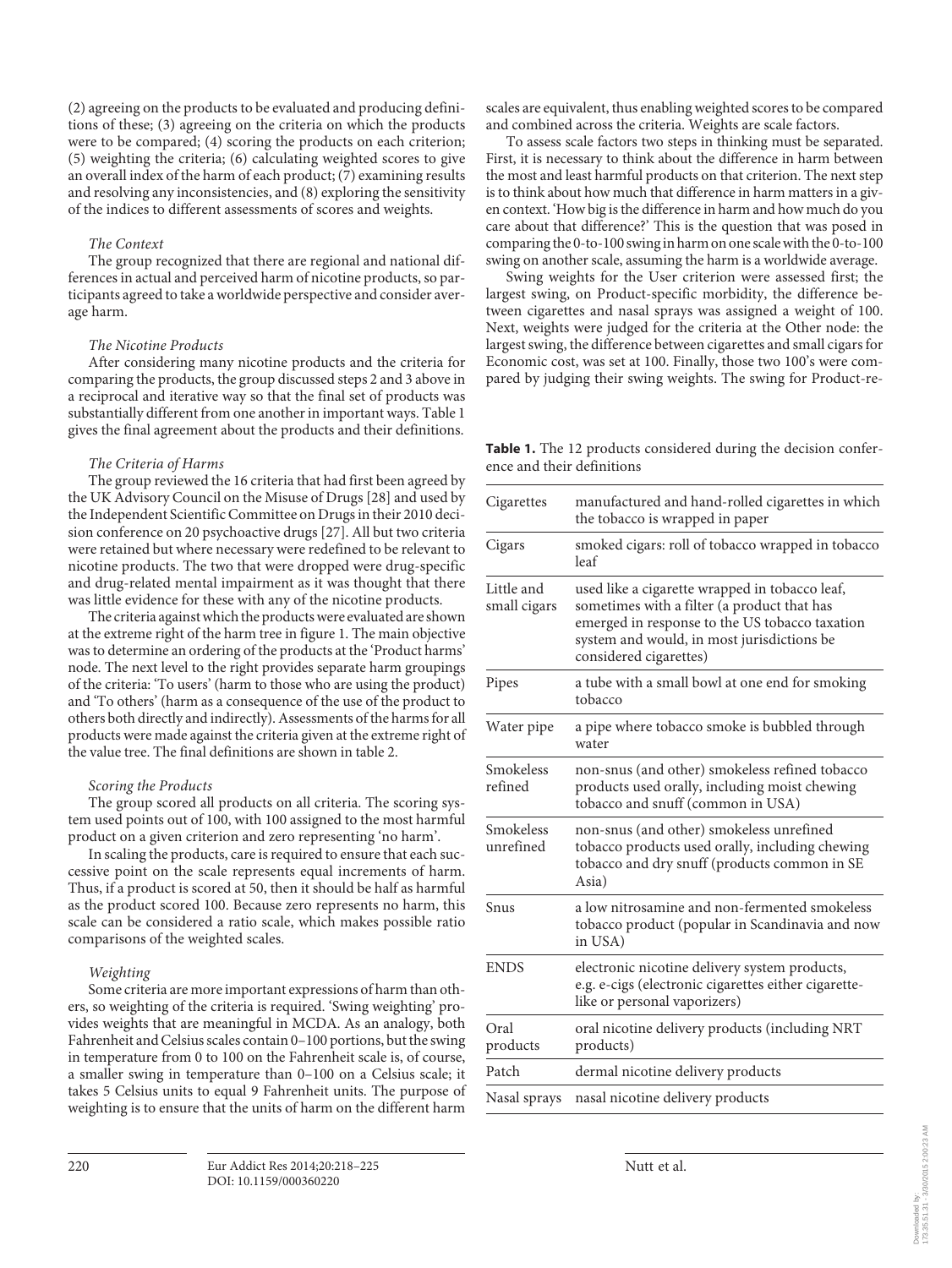(2) agreeing on the products to be evaluated and producing definitions of these; (3) agreeing on the criteria on which the products were to be compared; (4) scoring the products on each criterion; (5) weighting the criteria; (6) calculating weighted scores to give an overall index of the harm of each product; (7) examining results and resolving any inconsistencies, and (8) exploring the sensitivity of the indices to different assessments of scores and weights.

*The Context*

The group recognized that there are regional and national differences in actual and perceived harm of nicotine products, so participants agreed to take a worldwide perspective and consider average harm.

*The Nicotine Products*

After considering many nicotine products and the criteria for comparing the products, the group discussed steps 2 and 3 above in a reciprocal and iterative way so that the final set of products was substantially different from one another in important ways. Table 1 gives the final agreement about the products and their definitions.

*The Criteria of Harms*

The group reviewed the 16 criteria that had first been agreed by the UK Advisory Council on the Misuse of Drugs [28] and used by the Independent Scientific Committee on Drugs in their 2010 decision conference on 20 psychoactive drugs [27]. All but two criteria were retained but where necessary were redefined to be relevant to nicotine products. The two that were dropped were drug-specific and drug-related mental impairment as it was thought that there was little evidence for these with any of the nicotine products.

The criteria against which the products were evaluated are shown at the extreme right of the harm tree in figure 1. The main objective was to determine an ordering of the products at the 'Product harms' node. The next level to the right provides separate harm groupings of the criteria: 'To users' (harm to those who are using the product) and 'To others' (harm as a consequence of the use of the product to others both directly and indirectly). Assessments of the harms for all products were made against the criteria given at the extreme right of the value tree. The final definitions are shown in table 2.

*Scoring the Products*

The group scored all products on all criteria. The scoring system used points out of 100, with 100 assigned to the most harmful product on a given criterion and zero representing 'no harm'.

In scaling the products, care is required to ensure that each successive point on the scale represents equal increments of harm. Thus, if a product is scored at 50, then it should be half as harmful as the product scored 100. Because zero represents no harm, this scale can be considered a ratio scale, which makes possible ratio comparisons of the weighted scales.

*Weighting*

Some criteria are more important expressions of harm than others, so weighting of the criteria is required. 'Swing weighting' provides weights that are meaningful in MCDA. As an analogy, both Fahrenheit and Celsius scales contain 0–100 portions, but the swing in temperature from 0 to 100 on the Fahrenheit scale is, of course, a smaller swing in temperature than 0–100 on a Celsius scale; it takes 5 Celsius units to equal 9 Fahrenheit units. The purpose of weighting is to ensure that the units of harm on the different harm scales are equivalent, thus enabling weighted scores to be compared and combined across the criteria. Weights are scale factors.

To assess scale factors two steps in thinking must be separated. First, it is necessary to think about the difference in harm between the most and least harmful products on that criterion. The next step is to think about how much that difference in harm matters in a given context. 'How big is the difference in harm and how much do you care about that difference?' This is the question that was posed in comparing the 0-to-100 swing in harm on one scale with the 0-to-100 swing on another scale, assuming the harm is a worldwide average.

Swing weights for the User criterion were assessed first; the largest swing, on Product-specific morbidity, the difference between cigarettes and nasal sprays was assigned a weight of 100. Next, weights were judged for the criteria at the Other node: the largest swing, the difference between cigarettes and small cigars for Economic cost, was set at 100. Finally, those two 100's were compared by judging their swing weights. The swing for Product-re-

**Table 1.** The 12 products considered during the decision conference and their definitions

| Product | Definition |
|---|---|
| Cigarettes | manufactured and hand-rolled cigarettes in which the tobacco is wrapped in paper |
| Cigars | smoked cigars: roll of tobacco wrapped in tobacco leaf |
| Little and small cigars | used like a cigarette wrapped in tobacco leaf, sometimes with a filter (a product that has emerged in response to the US tobacco taxation system and would, in most jurisdictions be considered cigarettes) |
| Pipes | a tube with a small bowl at one end for smoking tobacco |
| Water pipe | a pipe where tobacco smoke is bubbled through water |
| Smokeless refined | non-snus (and other) smokeless refined tobacco products used orally, including moist chewing tobacco and snuff (common in USA) |
| Smokeless unrefined | non-snus (and other) smokeless unrefined tobacco products used orally, including chewing tobacco and dry snuff (products common in SE Asia) |
| Snus | a low nitrosamine and non-fermented smokeless tobacco product (popular in Scandinavia and now in USA) |
| ENDS | electronic nicotine delivery system products, e.g. e-cigs (electronic cigarettes either cigarette-like or personal vaporizers) |
| Oral products | oral nicotine delivery products (including NRT products) |
| Patch | dermal nicotine delivery products |
| Nasal sprays | nasal nicotine delivery products |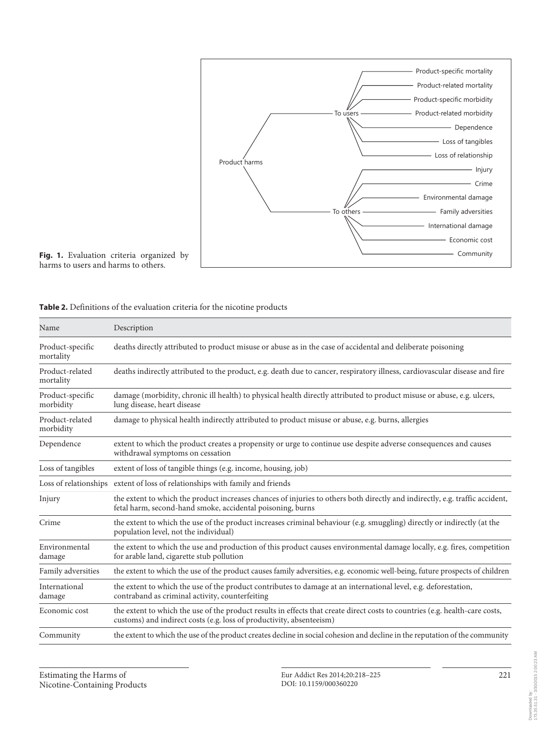**Fig. 1.** Evaluation criteria organized by harms to users and harms to others.

**Table 2.** Definitions of the evaluation criteria for the nicotine products

| Name | Description |
|---|---|
| Product-specific mortality | deaths directly attributed to product misuse or abuse as in the case of accidental and deliberate poisoning |
| Product-related mortality | deaths indirectly attributed to the product, e.g. death due to cancer, respiratory illness, cardiovascular disease and fire |
| Product-specific morbidity | damage (morbidity, chronic ill health) to physical health directly attributed to product misuse or abuse, e.g. ulcers, lung disease, heart disease |
| Product-related morbidity | damage to physical health indirectly attributed to product misuse or abuse, e.g. burns, allergies |
| Dependence | extent to which the product creates a propensity or urge to continue use despite adverse consequences and causes withdrawal symptoms on cessation |
| Loss of tangibles | extent of loss of tangible things (e.g. income, housing, job) |
| Loss of relationships | extent of loss of relationships with family and friends |
| Injury | the extent to which the product increases chances of injuries to others both directly and indirectly, e.g. traffic accident, fetal harm, second-hand smoke, accidental poisoning, burns |
| Crime | the extent to which the use of the product increases criminal behaviour (e.g. smuggling) directly or indirectly (at the population level, not the individual) |
| Environmental damage | the extent to which the use and production of this product causes environmental damage locally, e.g. fires, competition for arable land, cigarette stub pollution |
| Family adversities | the extent to which the use of the product causes family adversities, e.g. economic well-being, future prospects of children |
| International damage | the extent to which the use of the product contributes to damage at an international level, e.g. deforestation, contraband as criminal activity, counterfeiting |
| Economic cost | the extent to which the use of the product results in effects that create direct costs to countries (e.g. health-care costs, customs) and indirect costs (e.g. loss of productivity, absenteeism) |
| Community | the extent to which the use of the product creates decline in social cohesion and decline in the reputation of the community |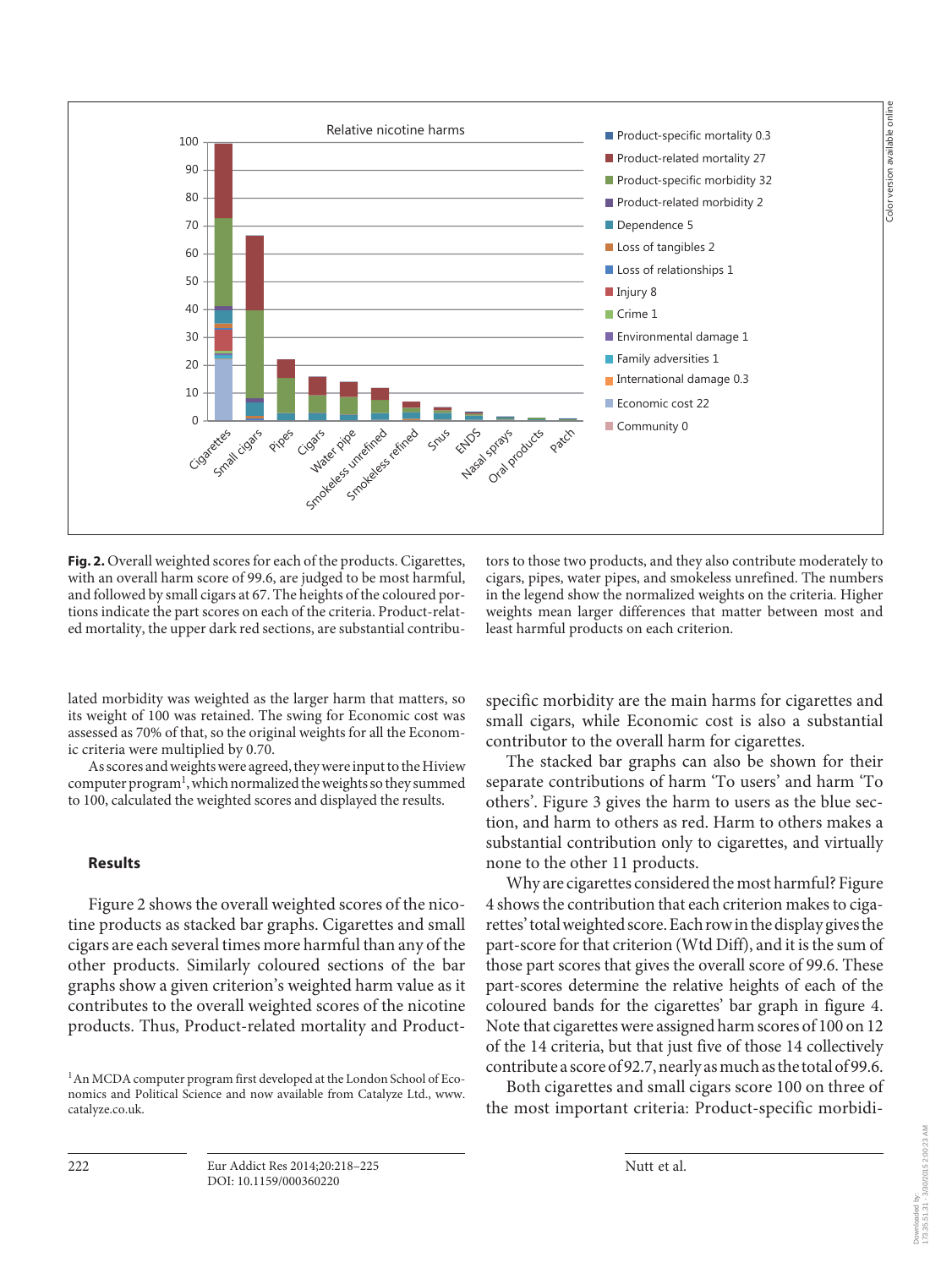**Fig. 2.** Overall weighted scores for each of the products. Cigarettes, with an overall harm score of 99.6, are judged to be most harmful, and followed by small cigars at 67. The heights of the coloured portions indicate the part scores on each of the criteria. Product-related mortality, the upper dark red sections, are substantial contributors to those two products, and they also contribute moderately to cigars, pipes, water pipes, and smokeless unrefined. The numbers in the legend show the normalized weights on the criteria. Higher weights mean larger differences that matter between most and least harmful products on each criterion.

lated morbidity was weighted as the larger harm that matters, so its weight of 100 was retained. The swing for Economic cost was assessed as 70% of that, so the original weights for all the Economic criteria were multiplied by 0.70.

As scores and weights were agreed, they were input to the Hiview computer program[1], which normalized the weights so they summed to 100, calculated the weighted scores and displayed the results.

## Results

Figure 2 shows the overall weighted scores of the nicotine products as stacked bar graphs. Cigarettes and small cigars are each several times more harmful than any of the other products. Similarly coloured sections of the bar graphs show a given criterion's weighted harm value as it contributes to the overall weighted scores of the nicotine products. Thus, Product-related mortality and Product-specific morbidity are the main harms for cigarettes and small cigars, while Economic cost is also a substantial contributor to the overall harm for cigarettes.

The stacked bar graphs can also be shown for their separate contributions of harm 'To users' and harm 'To others'. Figure 3 gives the harm to users as the blue section, and harm to others as red. Harm to others makes a substantial contribution only to cigarettes, and virtually none to the other 11 products.

Why are cigarettes considered the most harmful? Figure 4 shows the contribution that each criterion makes to cigarettes' total weighted score. Each row in the display gives the part-score for that criterion (Wtd Diff), and it is the sum of those part scores that gives the overall score of 99.6. These part-scores determine the relative heights of each of the coloured bands for the cigarettes' bar graph in figure 4. Note that cigarettes were assigned harm scores of 100 on 12 of the 14 criteria, but that just five of those 14 collectively contribute a score of 92.7, nearly as much as the total of 99.6.

Both cigarettes and small cigars score 100 on three of the most important criteria: Product-specific morbidi-

[1] An MCDA computer program first developed at the London School of Economics and Political Science and now available from Catalyze Ltd., www.catalyze.co.uk.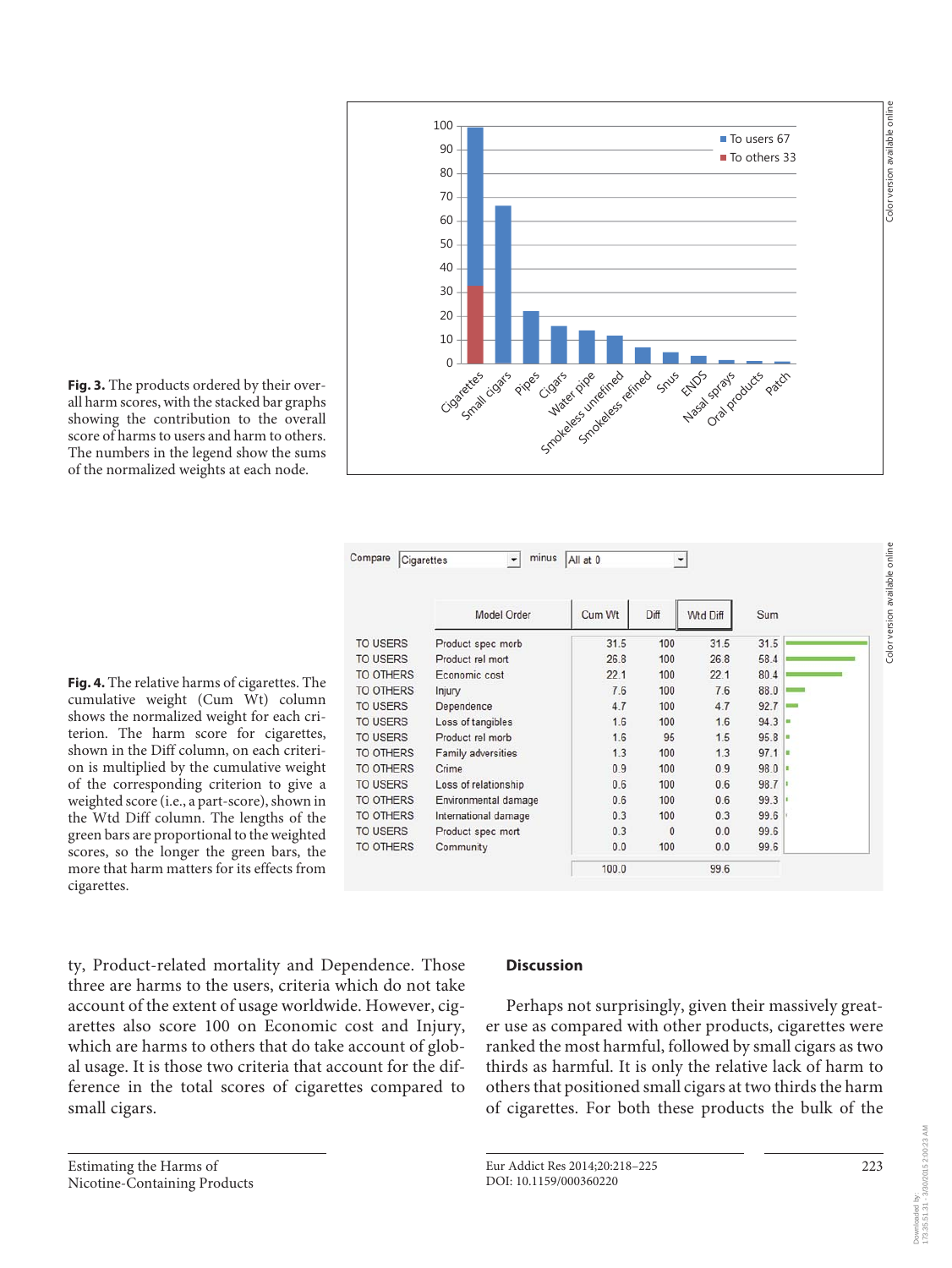**Fig. 3.** The products ordered by their overall harm scores, with the stacked bar graphs showing the contribution to the overall score of harms to users and harm to others. The numbers in the legend show the sums of the normalized weights at each node.

Compare: Cigarettes minus All at 0

| | Model Order | Cum Wt | Diff | Wtd Diff | Sum |
|---|---|---|---|---|---|
| TO USERS | Product spec morb | 31.5 | 100 | 31.5 | 31.5 |
| TO USERS | Product rel mort | 26.8 | 100 | 26.8 | 58.4 |
| TO OTHERS | Economic cost | 22.1 | 100 | 22.1 | 80.4 |
| TO OTHERS | Injury | 7.6 | 100 | 7.6 | 88.0 |
| TO USERS | Dependence | 4.7 | 100 | 4.7 | 92.7 |
| TO USERS | Loss of tangibles | 1.6 | 100 | 1.6 | 94.3 |
| TO USERS | Product rel morb | 1.6 | 95 | 1.5 | 95.8 |
| TO OTHERS | Family adversities | 1.3 | 100 | 1.3 | 97.1 |
| TO OTHERS | Crime | 0.9 | 100 | 0.9 | 98.0 |
| TO USERS | Loss of relationship | 0.6 | 100 | 0.6 | 98.7 |
| TO OTHERS | Environmental damage | 0.6 | 100 | 0.6 | 99.3 |
| TO OTHERS | International damage | 0.3 | 100 | 0.3 | 99.6 |
| TO USERS | Product spec mort | 0.3 | 0 | 0.0 | 99.6 |
| TO OTHERS | Community | 0.0 | 100 | 0.0 | 99.6 |
| | | 100.0 | | 99.6 | |

**Fig. 4.** The relative harms of cigarettes. The cumulative weight (Cum Wt) column shows the normalized weight for each criterion. The harm score for cigarettes, shown in the Diff column, on each criterion is multiplied by the cumulative weight of the corresponding criterion to give a weighted score (i.e., a part-score), shown in the Wtd Diff column. The lengths of the green bars are proportional to the weighted scores, so the longer the green bars, the more that harm matters for its effects from cigarettes.

ty, Product-related mortality and Dependence. Those three are harms to the users, criteria which do not take account of the extent of usage worldwide. However, cigarettes also score 100 on Economic cost and Injury, which are harms to others that do take account of global usage. It is those two criteria that account for the difference in the total scores of cigarettes compared to small cigars.

## Discussion

Perhaps not surprisingly, given their massively greater use as compared with other products, cigarettes were ranked the most harmful, followed by small cigars as two thirds as harmful. It is only the relative lack of harm to others that positioned small cigars at two thirds the harm of cigarettes. For both these products the bulk of the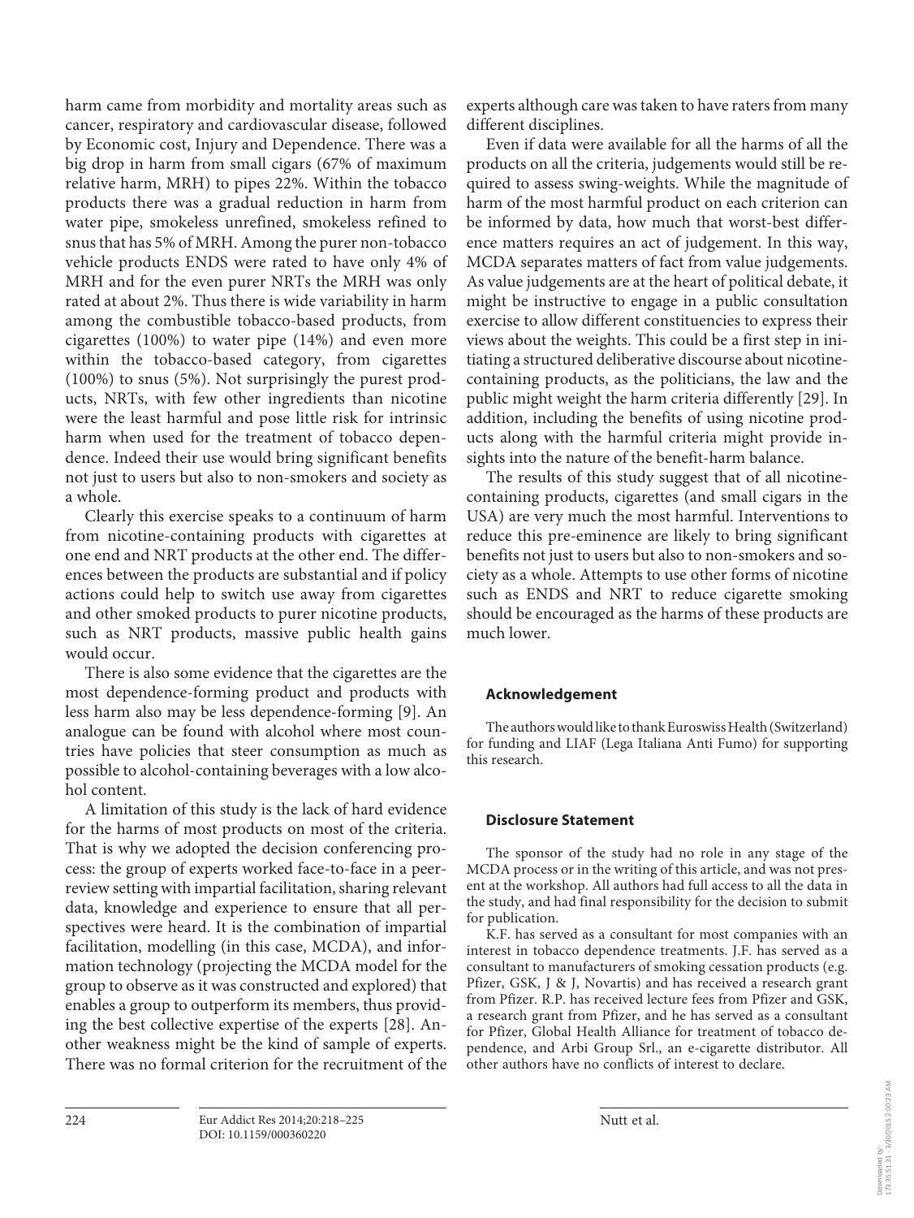harm came from morbidity and mortality areas such as cancer, respiratory and cardiovascular disease, followed by Economic cost, Injury and Dependence. There was a big drop in harm from small cigars (67% of maximum relative harm, MRH) to pipes 22%. Within the tobacco products there was a gradual reduction in harm from water pipe, smokeless unrefined, smokeless refined to snus that has 5% of MRH. Among the purer non-tobacco vehicle products ENDS were rated to have only 4% of MRH and for the even purer NRTs the MRH was only rated at about 2%. Thus there is wide variability in harm among the combustible tobacco-based products, from cigarettes (100%) to water pipe (14%) and even more within the tobacco-based category, from cigarettes (100%) to snus (5%). Not surprisingly the purest products, NRTs, with few other ingredients than nicotine were the least harmful and pose little risk for intrinsic harm when used for the treatment of tobacco dependence. Indeed their use would bring significant benefits not just to users but also to non-smokers and society as a whole.

Clearly this exercise speaks to a continuum of harm from nicotine-containing products with cigarettes at one end and NRT products at the other end. The differences between the products are substantial and if policy actions could help to switch use away from cigarettes and other smoked products to purer nicotine products, such as NRT products, massive public health gains would occur.

There is also some evidence that the cigarettes are the most dependence-forming product and products with less harm also may be less dependence-forming [9]. An analogue can be found with alcohol where most countries have policies that steer consumption as much as possible to alcohol-containing beverages with a low alcohol content.

A limitation of this study is the lack of hard evidence for the harms of most products on most of the criteria. That is why we adopted the decision conferencing process: the group of experts worked face-to-face in a peer-review setting with impartial facilitation, sharing relevant data, knowledge and experience to ensure that all perspectives were heard. It is the combination of impartial facilitation, modelling (in this case, MCDA), and information technology (projecting the MCDA model for the group to observe as it was constructed and explored) that enables a group to outperform its members, thus providing the best collective expertise of the experts [28]. Another weakness might be the kind of sample of experts. There was no formal criterion for the recruitment of the experts although care was taken to have raters from many different disciplines.

Even if data were available for all the harms of all the products on all the criteria, judgements would still be required to assess swing-weights. While the magnitude of harm of the most harmful product on each criterion can be informed by data, how much that worst-best difference matters requires an act of judgement. In this way, MCDA separates matters of fact from value judgements. As value judgements are at the heart of political debate, it might be instructive to engage in a public consultation exercise to allow different constituencies to express their views about the weights. This could be a first step in initiating a structured deliberative discourse about nicotine-containing products, as the politicians, the law and the public might weight the harm criteria differently [29]. In addition, including the benefits of using nicotine products along with the harmful criteria might provide insights into the nature of the benefit-harm balance.

The results of this study suggest that of all nicotine-containing products, cigarettes (and small cigars in the USA) are very much the most harmful. Interventions to reduce this pre-eminence are likely to bring significant benefits not just to users but also to non-smokers and society as a whole. Attempts to use other forms of nicotine such as ENDS and NRT to reduce cigarette smoking should be encouraged as the harms of these products are much lower.

## Acknowledgement

The authors would like to thank Euroswiss Health (Switzerland) for funding and LIAF (Lega Italiana Anti Fumo) for supporting this research.

## Disclosure Statement

The sponsor of the study had no role in any stage of the MCDA process or in the writing of this article, and was not present at the workshop. All authors had full access to all the data in the study, and had final responsibility for the decision to submit for publication.

K.F. has served as a consultant for most companies with an interest in tobacco dependence treatments. J.F. has served as a consultant to manufacturers of smoking cessation products (e.g. Pfizer, GSK, J & J, Novartis) and has received a research grant from Pfizer. R.P. has received lecture fees from Pfizer and GSK, a research grant from Pfizer, and he has served as a consultant for Pfizer, Global Health Alliance for treatment of tobacco dependence, and Arbi Group Srl., an e-cigarette distributor. All other authors have no conflicts of interest to declare.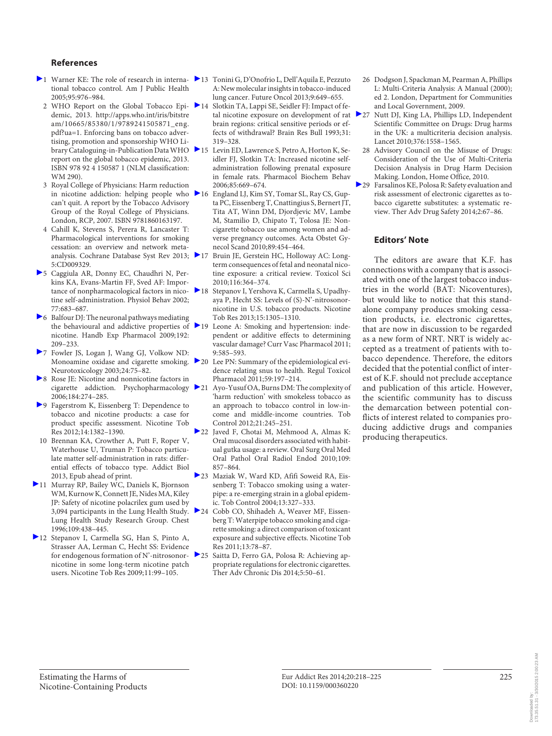## References

1. Warner KE: The role of research in international tobacco control. Am J Public Health 2005;95:976–984.
2. WHO Report on the Global Tobacco Epidemic, 2013. http://apps.who.int/iris/bitstream/10665/85380/1/9789241505871_eng.pdf?ua=1. Enforcing bans on tobacco advertising, promotion and sponsorship WHO Library Cataloguing-in-Publication Data WHO report on the global tobacco epidemic, 2013. ISBN 978 92 4 150587 1 (NLM classification: WM 290).
3. Royal College of Physicians: Harm reduction in nicotine addiction: helping people who can't quit. A report by the Tobacco Advisory Group of the Royal College of Physicians. London, RCP, 2007. ISBN 9781860163197.
4. Cahill K, Stevens S, Perera R, Lancaster T: Pharmacological interventions for smoking cessation: an overview and network meta-analysis. Cochrane Database Syst Rev 2013; 5:CD009329.
5. Caggiula AR, Donny EC, Chaudhri N, Perkins KA, Evans-Martin FF, Sved AF: Importance of nonpharmacological factors in nicotine self-administration. Physiol Behav 2002; 77:683–687.
6. Balfour DJ: The neuronal pathways mediating the behavioural and addictive properties of nicotine. Handb Exp Pharmacol 2009;192: 209–233.
7. Fowler JS, Logan J, Wang GJ, Volkow ND: Monoamine oxidase and cigarette smoking. Neurotoxicology 2003;24:75–82.
8. Rose JE: Nicotine and nonnicotine factors in cigarette addiction. Psychopharmacology 2006;184:274–285.
9. Fagerstrom K, Eissenberg T: Dependence to tobacco and nicotine products: a case for product specific assessment. Nicotine Tob Res 2012;14:1382–1390.
10. Brennan KA, Crowther A, Putt F, Roper V, Waterhouse U, Truman P: Tobacco particulate matter self-administration in rats: differential effects of tobacco type. Addict Biol 2013, Epub ahead of print.
11. Murray RP, Bailey WC, Daniels K, Bjornson WM, Kurnow K, Connett JE, Nides MA, Kiley JP: Safety of nicotine polacrilex gum used by 3,094 participants in the Lung Health Study. Lung Health Study Research Group. Chest 1996;109:438–445.
12. Stepanov I, Carmella SG, Han S, Pinto A, Strasser AA, Lerman C, Hecht SS: Evidence for endogenous formation of N'-nitrosonornicotine in some long-term nicotine patch users. Nicotine Tob Res 2009;11:99–105.
13. Tonini G, D'Onofrio L, Dell'Aquila E, Pezzuto A: New molecular insights in tobacco-induced lung cancer. Future Oncol 2013;9:649–655.
14. Slotkin TA, Lappi SE, Seidler FJ: Impact of fetal nicotine exposure on development of rat brain regions: critical sensitive periods or effects of withdrawal? Brain Res Bull 1993;31: 319–328.
15. Levin ED, Lawrence S, Petro A, Horton K, Seidler FJ, Slotkin TA: Increased nicotine self-administration following prenatal exposure in female rats. Pharmacol Biochem Behav 2006;85:669–674.
16. England LJ, Kim SY, Tomar SL, Ray CS, Gupta PC, Eissenberg T, Cnattingius S, Bernert JT, Tita AT, Winn DM, Djordjevic MV, Lambe M, Stamilio D, Chipato T, Tolosa JE: Non-cigarette tobacco use among women and adverse pregnancy outcomes. Acta Obstet Gynecol Scand 2010;89:454–464.
17. Bruin JE, Gerstein HC, Holloway AC: Long-term consequences of fetal and neonatal nicotine exposure: a critical review. Toxicol Sci 2010;116:364–374.
18. Stepanov I, Yershova K, Carmella S, Upadhyaya P, Hecht SS: Levels of (S)-N'-nitrosonornicotine in U.S. tobacco products. Nicotine Tob Res 2013;15:1305–1310.
19. Leone A: Smoking and hypertension: independent or additive effects to determining vascular damage? Curr Vasc Pharmacol 2011; 9:585–593.
20. Lee PN: Summary of the epidemiological evidence relating snus to health. Regul Toxicol Pharmacol 2011;59:197–214.
21. Ayo-Yusuf OA, Burns DM: The complexity of 'harm reduction' with smokeless tobacco as an approach to tobacco control in low-income and middle-income countries. Tob Control 2012;21:245–251.
22. Javed F, Chotai M, Mehmood A, Almas K: Oral mucosal disorders associated with habitual gutka usage: a review. Oral Surg Oral Med Oral Pathol Oral Radiol Endod 2010;109: 857–864.
23. Maziak W, Ward KD, Afifi Soweid RA, Eissenberg T: Tobacco smoking using a waterpipe: a re-emerging strain in a global epidemic. Tob Control 2004;13:327–333.
24. Cobb CO, Shihadeh A, Weaver MF, Eissenberg T: Waterpipe tobacco smoking and cigarette smoking: a direct comparison of toxicant exposure and subjective effects. Nicotine Tob Res 2011;13:78–87.
25. Saitta D, Ferro GA, Polosa R: Achieving appropriate regulations for electronic cigarettes. Ther Adv Chronic Dis 2014;5:50–61.
26. Dodgson J, Spackman M, Pearman A, Phillips L: Multi-Criteria Analysis: A Manual (2000); ed 2. London, Department for Communities and Local Government, 2009.
27. Nutt DJ, King LA, Phillips LD, Independent Scientific Committee on Drugs: Drug harms in the UK: a multicriteria decision analysis. Lancet 2010;376:1558–1565.
28. Advisory Council on the Misuse of Drugs: Consideration of the Use of Multi-Criteria Decision Analysis in Drug Harm Decision Making. London, Home Office, 2010.
29. Farsalinos KE, Polosa R: Safety evaluation and risk assessment of electronic cigarettes as tobacco cigarette substitutes: a systematic review. Ther Adv Drug Safety 2014;2:67–86.

## Editors' Note

The editors are aware that K.F. has connections with a company that is associated with one of the largest tobacco industries in the world (BAT: Nicoventures), but would like to notice that this stand-alone company produces smoking cessation products, i.e. electronic cigarettes, that are now in discussion to be regarded as a new form of NRT. NRT is widely accepted as a treatment of patients with tobacco dependence. Therefore, the editors decided that the potential conflict of interest of K.F. should not preclude acceptance and publication of this article. However, the scientific community has to discuss the demarcation between potential conflicts of interest related to companies producing addictive drugs and companies producing therapeutics.